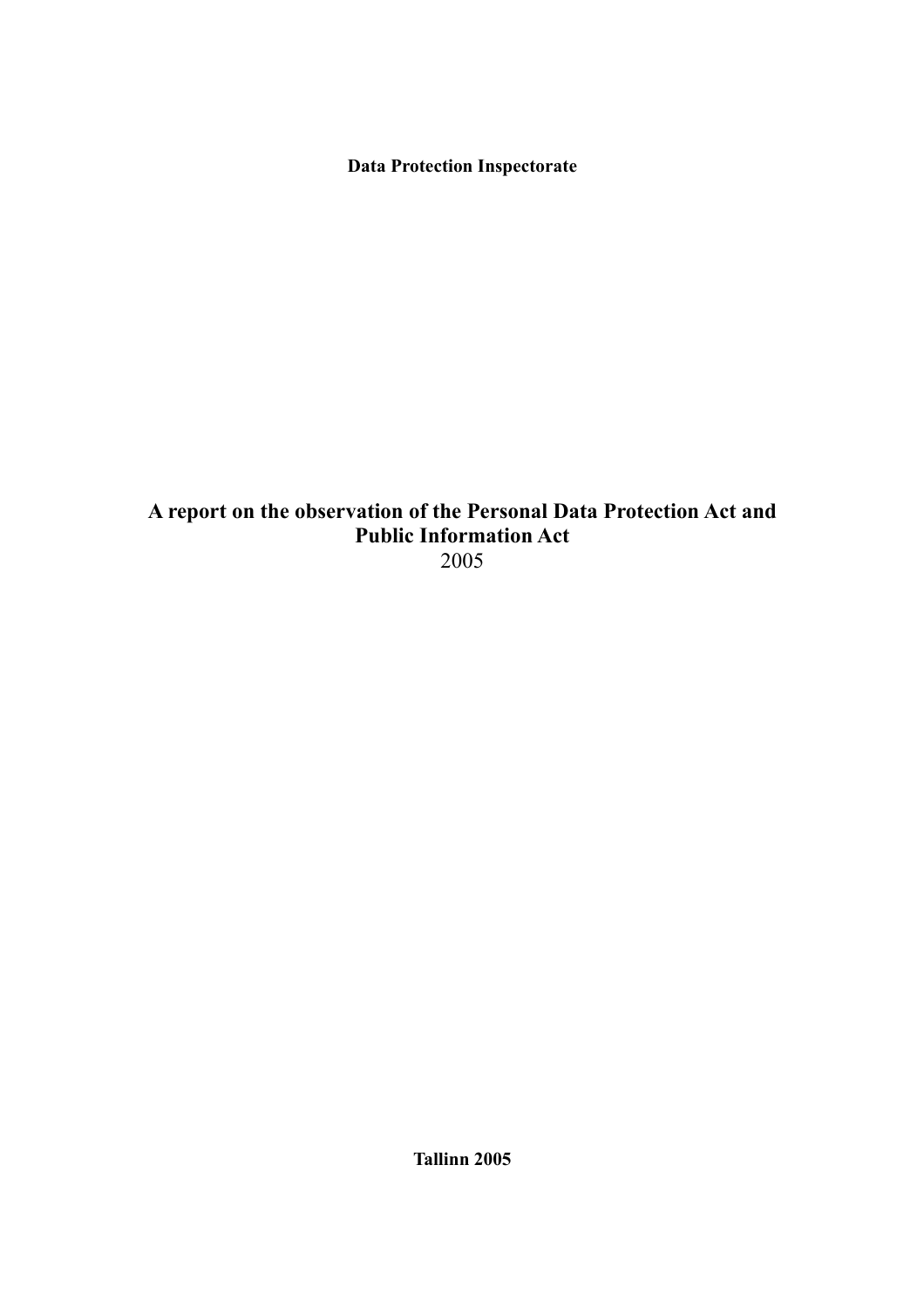**Data Protection Inspectorate**

# A report on the observation of the Personal Data Protection Act and Public Information Act

2005

**Tallinn 2005**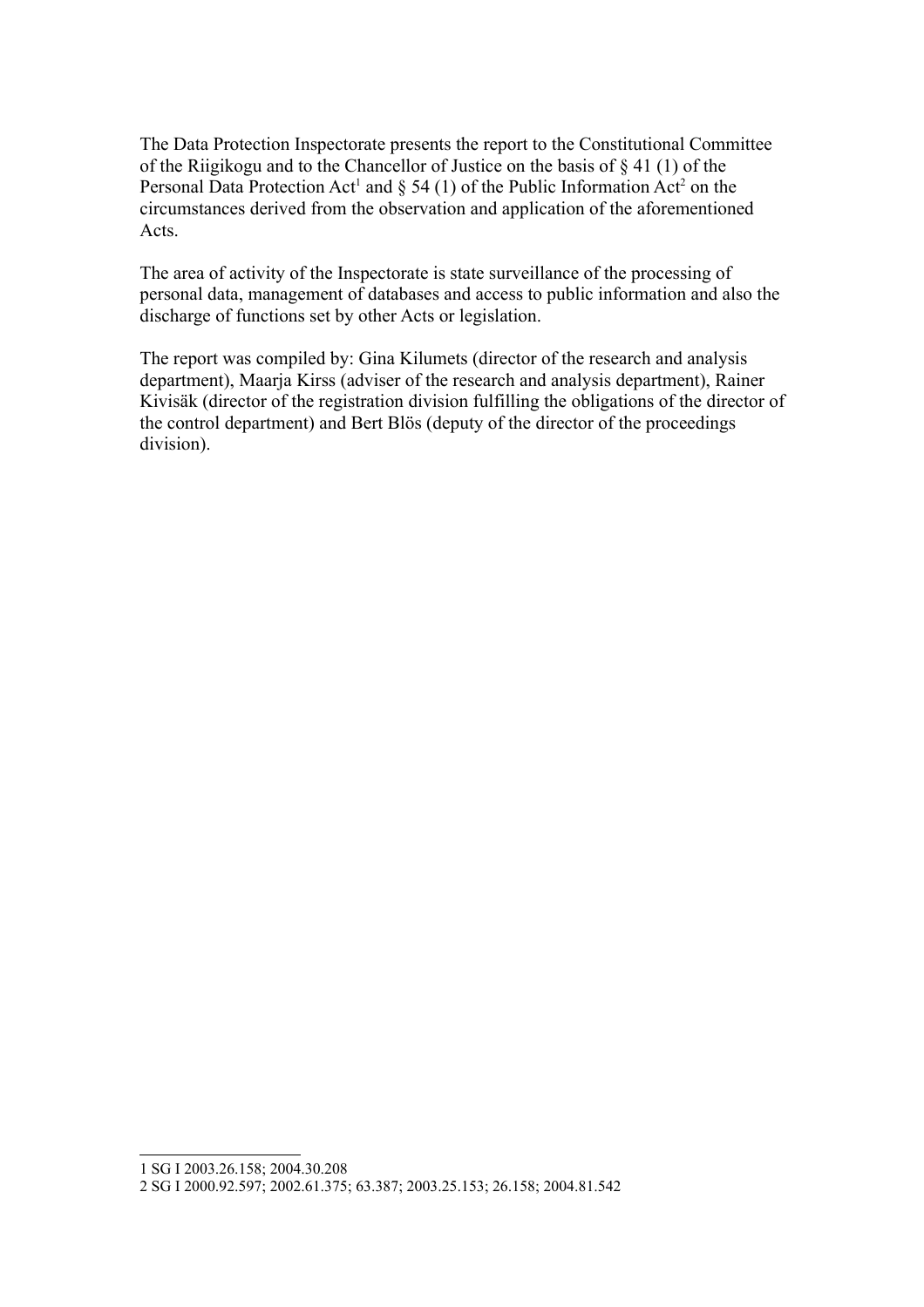The Data Protection Inspectorate presents the report to the Constitutional Committee of the Riigikogu and to the Chancellor of Justice on the basis of § 41 (1) of the Personal Data Protection Act[1] and § 54 (1) of the Public Information Act[2] on the circumstances derived from the observation and application of the aforementioned Acts.

The area of activity of the Inspectorate is state surveillance of the processing of personal data, management of databases and access to public information and also the discharge of functions set by other Acts or legislation.

The report was compiled by: Gina Kilumets (director of the research and analysis department), Maarja Kirss (adviser of the research and analysis department), Rainer Kivisäk (director of the registration division fulfilling the obligations of the director of the control department) and Bert Blös (deputy of the director of the proceedings division).

---

1 SG I 2003.26.158; 2004.30.208

2 SG I 2000.92.597; 2002.61.375; 63.387; 2003.25.153; 26.158; 2004.81.542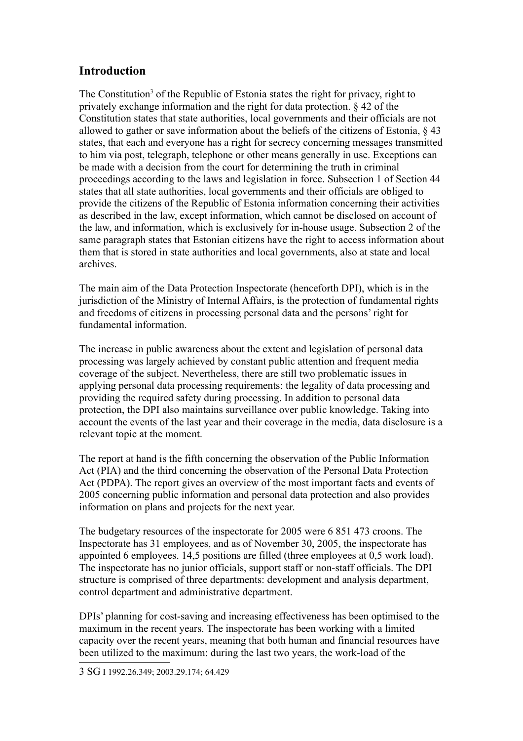## Introduction

The Constitution[3] of the Republic of Estonia states the right for privacy, right to privately exchange information and the right for data protection. § 42 of the Constitution states that state authorities, local governments and their officials are not allowed to gather or save information about the beliefs of the citizens of Estonia, § 43 states, that each and everyone has a right for secrecy concerning messages transmitted to him via post, telegraph, telephone or other means generally in use. Exceptions can be made with a decision from the court for determining the truth in criminal proceedings according to the laws and legislation in force. Subsection 1 of Section 44 states that all state authorities, local governments and their officials are obliged to provide the citizens of the Republic of Estonia information concerning their activities as described in the law, except information, which cannot be disclosed on account of the law, and information, which is exclusively for in-house usage. Subsection 2 of the same paragraph states that Estonian citizens have the right to access information about them that is stored in state authorities and local governments, also at state and local archives.

The main aim of the Data Protection Inspectorate (henceforth DPI), which is in the jurisdiction of the Ministry of Internal Affairs, is the protection of fundamental rights and freedoms of citizens in processing personal data and the persons' right for fundamental information.

The increase in public awareness about the extent and legislation of personal data processing was largely achieved by constant public attention and frequent media coverage of the subject. Nevertheless, there are still two problematic issues in applying personal data processing requirements: the legality of data processing and providing the required safety during processing. In addition to personal data protection, the DPI also maintains surveillance over public knowledge. Taking into account the events of the last year and their coverage in the media, data disclosure is a relevant topic at the moment.

The report at hand is the fifth concerning the observation of the Public Information Act (PIA) and the third concerning the observation of the Personal Data Protection Act (PDPA). The report gives an overview of the most important facts and events of 2005 concerning public information and personal data protection and also provides information on plans and projects for the next year.

The budgetary resources of the inspectorate for 2005 were 6 851 473 croons. The Inspectorate has 31 employees, and as of November 30, 2005, the inspectorate has appointed 6 employees. 14,5 positions are filled (three employees at 0,5 work load). The inspectorate has no junior officials, support staff or non-staff officials. The DPI structure is comprised of three departments: development and analysis department, control department and administrative department.

DPIs' planning for cost-saving and increasing effectiveness has been optimised to the maximum in the recent years. The inspectorate has been working with a limited capacity over the recent years, meaning that both human and financial resources have been utilized to the maximum: during the last two years, the work-load of the

3 SG I 1992.26.349; 2003.29.174; 64.429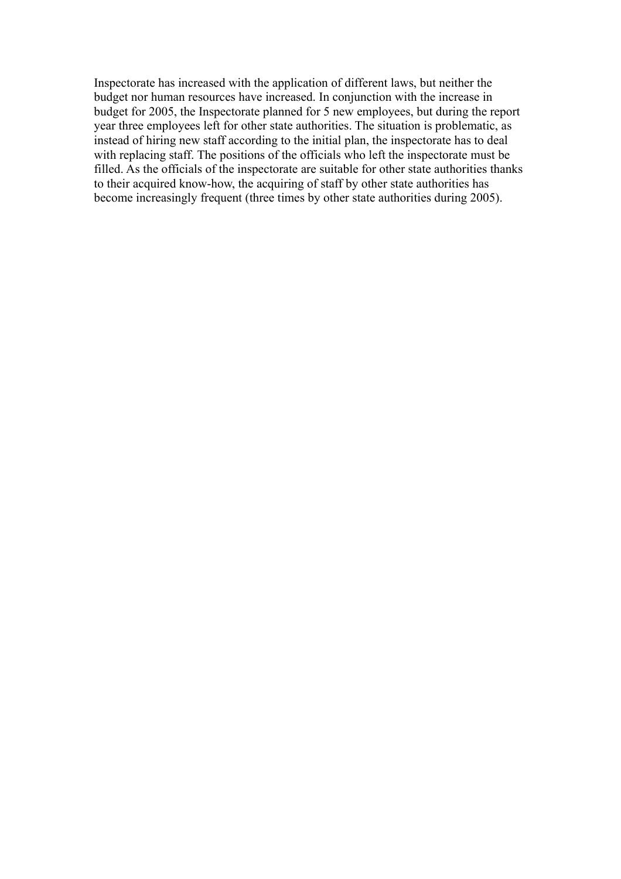Inspectorate has increased with the application of different laws, but neither the budget nor human resources have increased. In conjunction with the increase in budget for 2005, the Inspectorate planned for 5 new employees, but during the report year three employees left for other state authorities. The situation is problematic, as instead of hiring new staff according to the initial plan, the inspectorate has to deal with replacing staff. The positions of the officials who left the inspectorate must be filled. As the officials of the inspectorate are suitable for other state authorities thanks to their acquired know-how, the acquiring of staff by other state authorities has become increasingly frequent (three times by other state authorities during 2005).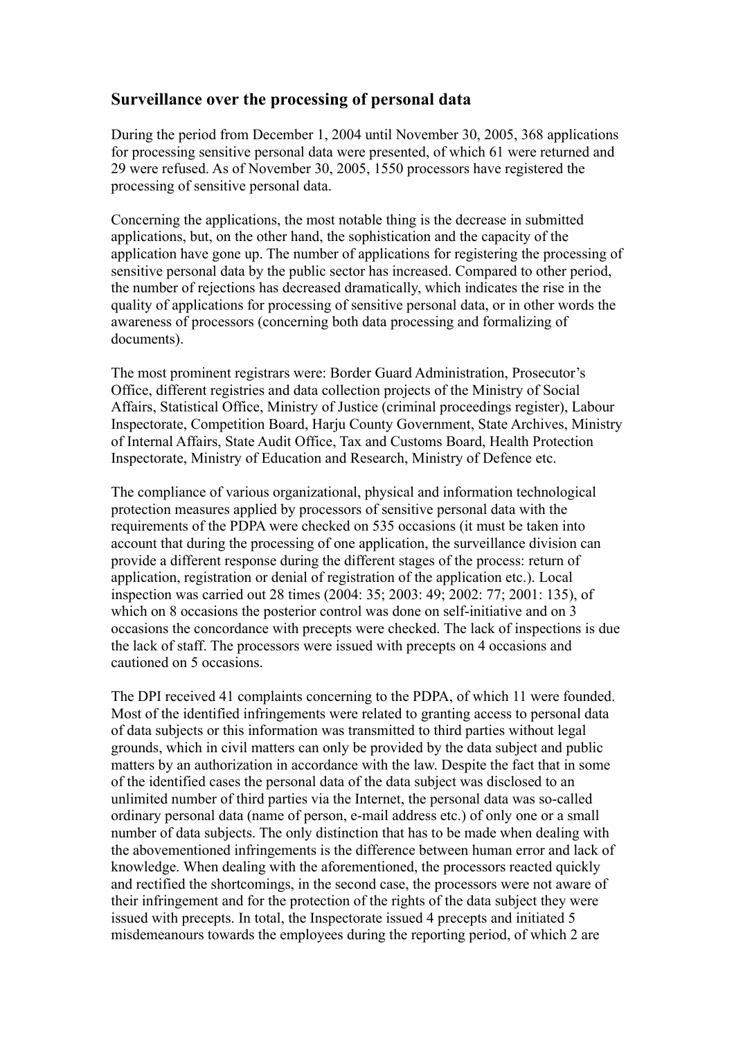## Surveillance over the processing of personal data

During the period from December 1, 2004 until November 30, 2005, 368 applications for processing sensitive personal data were presented, of which 61 were returned and 29 were refused. As of November 30, 2005, 1550 processors have registered the processing of sensitive personal data.

Concerning the applications, the most notable thing is the decrease in submitted applications, but, on the other hand, the sophistication and the capacity of the application have gone up. The number of applications for registering the processing of sensitive personal data by the public sector has increased. Compared to other period, the number of rejections has decreased dramatically, which indicates the rise in the quality of applications for processing of sensitive personal data, or in other words the awareness of processors (concerning both data processing and formalizing of documents).

The most prominent registrars were: Border Guard Administration, Prosecutor's Office, different registries and data collection projects of the Ministry of Social Affairs, Statistical Office, Ministry of Justice (criminal proceedings register), Labour Inspectorate, Competition Board, Harju County Government, State Archives, Ministry of Internal Affairs, State Audit Office, Tax and Customs Board, Health Protection Inspectorate, Ministry of Education and Research, Ministry of Defence etc.

The compliance of various organizational, physical and information technological protection measures applied by processors of sensitive personal data with the requirements of the PDPA were checked on 535 occasions (it must be taken into account that during the processing of one application, the surveillance division can provide a different response during the different stages of the process: return of application, registration or denial of registration of the application etc.). Local inspection was carried out 28 times (2004: 35; 2003: 49; 2002: 77; 2001: 135), of which on 8 occasions the posterior control was done on self-initiative and on 3 occasions the concordance with precepts were checked. The lack of inspections is due the lack of staff. The processors were issued with precepts on 4 occasions and cautioned on 5 occasions.

The DPI received 41 complaints concerning to the PDPA, of which 11 were founded. Most of the identified infringements were related to granting access to personal data of data subjects or this information was transmitted to third parties without legal grounds, which in civil matters can only be provided by the data subject and public matters by an authorization in accordance with the law. Despite the fact that in some of the identified cases the personal data of the data subject was disclosed to an unlimited number of third parties via the Internet, the personal data was so-called ordinary personal data (name of person, e-mail address etc.) of only one or a small number of data subjects. The only distinction that has to be made when dealing with the abovementioned infringements is the difference between human error and lack of knowledge. When dealing with the aforementioned, the processors reacted quickly and rectified the shortcomings, in the second case, the processors were not aware of their infringement and for the protection of the rights of the data subject they were issued with precepts. In total, the Inspectorate issued 4 precepts and initiated 5 misdemeanours towards the employees during the reporting period, of which 2 are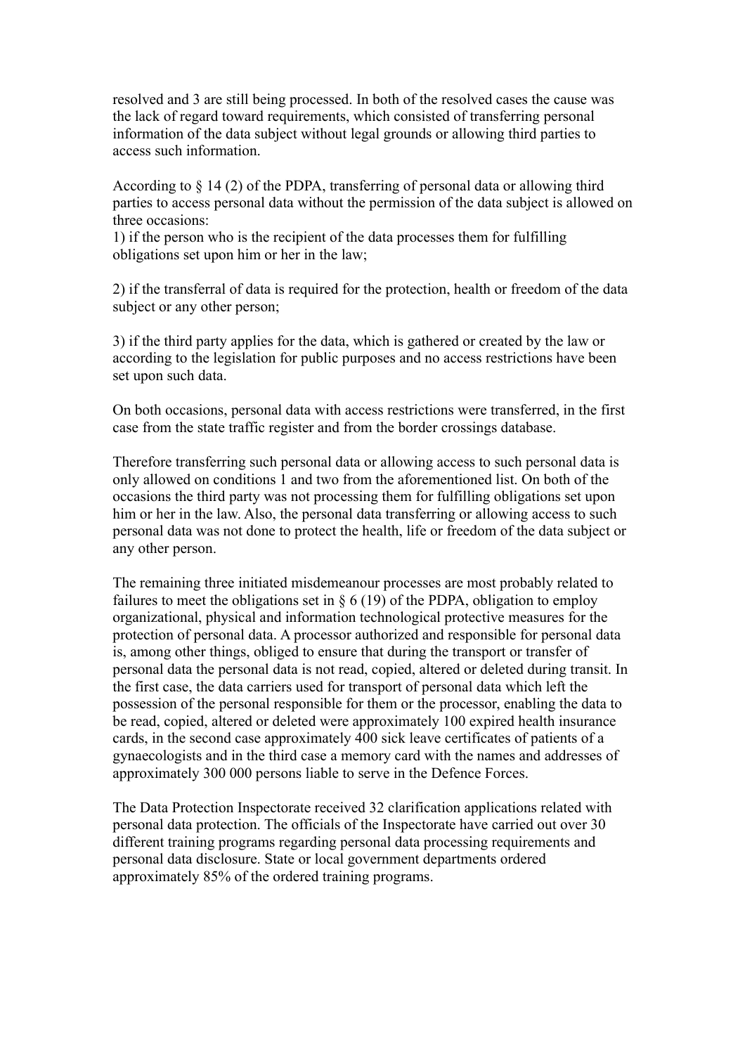resolved and 3 are still being processed. In both of the resolved cases the cause was the lack of regard toward requirements, which consisted of transferring personal information of the data subject without legal grounds or allowing third parties to access such information.

According to § 14 (2) of the PDPA, transferring of personal data or allowing third parties to access personal data without the permission of the data subject is allowed on three occasions:

1) if the person who is the recipient of the data processes them for fulfilling obligations set upon him or her in the law;

2) if the transferral of data is required for the protection, health or freedom of the data subject or any other person;

3) if the third party applies for the data, which is gathered or created by the law or according to the legislation for public purposes and no access restrictions have been set upon such data.

On both occasions, personal data with access restrictions were transferred, in the first case from the state traffic register and from the border crossings database.

Therefore transferring such personal data or allowing access to such personal data is only allowed on conditions 1 and two from the aforementioned list. On both of the occasions the third party was not processing them for fulfilling obligations set upon him or her in the law. Also, the personal data transferring or allowing access to such personal data was not done to protect the health, life or freedom of the data subject or any other person.

The remaining three initiated misdemeanour processes are most probably related to failures to meet the obligations set in § 6 (19) of the PDPA, obligation to employ organizational, physical and information technological protective measures for the protection of personal data. A processor authorized and responsible for personal data is, among other things, obliged to ensure that during the transport or transfer of personal data the personal data is not read, copied, altered or deleted during transit. In the first case, the data carriers used for transport of personal data which left the possession of the personal responsible for them or the processor, enabling the data to be read, copied, altered or deleted were approximately 100 expired health insurance cards, in the second case approximately 400 sick leave certificates of patients of a gynaecologists and in the third case a memory card with the names and addresses of approximately 300 000 persons liable to serve in the Defence Forces.

The Data Protection Inspectorate received 32 clarification applications related with personal data protection. The officials of the Inspectorate have carried out over 30 different training programs regarding personal data processing requirements and personal data disclosure. State or local government departments ordered approximately 85% of the ordered training programs.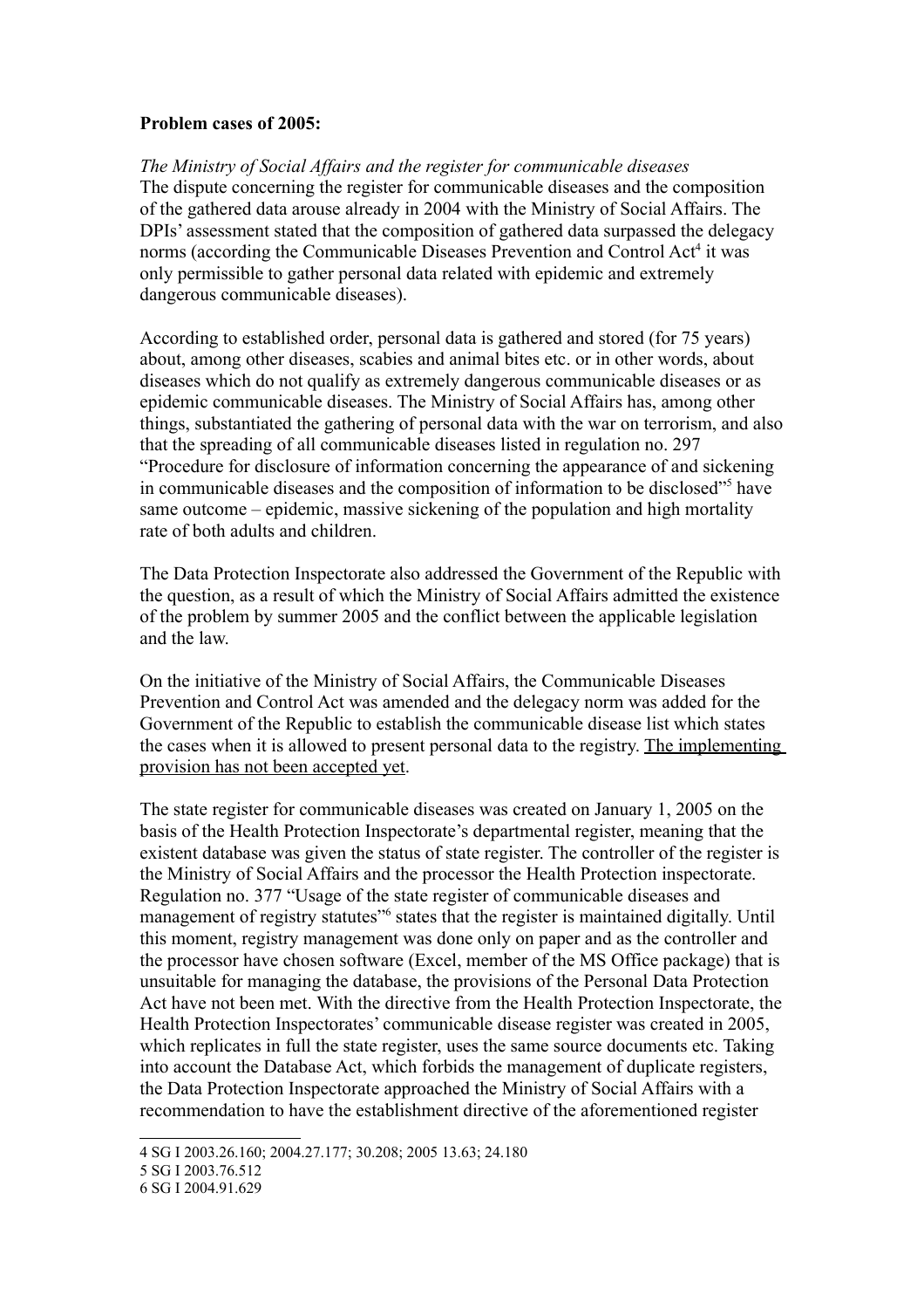**Problem cases of 2005:**

*The Ministry of Social Affairs and the register for communicable diseases*
The dispute concerning the register for communicable diseases and the composition of the gathered data arouse already in 2004 with the Ministry of Social Affairs. The DPIs' assessment stated that the composition of gathered data surpassed the delegacy norms (according the Communicable Diseases Prevention and Control Act[4] it was only permissible to gather personal data related with epidemic and extremely dangerous communicable diseases).

According to established order, personal data is gathered and stored (for 75 years) about, among other diseases, scabies and animal bites etc. or in other words, about diseases which do not qualify as extremely dangerous communicable diseases or as epidemic communicable diseases. The Ministry of Social Affairs has, among other things, substantiated the gathering of personal data with the war on terrorism, and also that the spreading of all communicable diseases listed in regulation no. 297 "Procedure for disclosure of information concerning the appearance of and sickening in communicable diseases and the composition of information to be disclosed"[5] have same outcome – epidemic, massive sickening of the population and high mortality rate of both adults and children.

The Data Protection Inspectorate also addressed the Government of the Republic with the question, as a result of which the Ministry of Social Affairs admitted the existence of the problem by summer 2005 and the conflict between the applicable legislation and the law.

On the initiative of the Ministry of Social Affairs, the Communicable Diseases Prevention and Control Act was amended and the delegacy norm was added for the Government of the Republic to establish the communicable disease list which states the cases when it is allowed to present personal data to the registry. <u>The implementing provision has not been accepted yet</u>.

The state register for communicable diseases was created on January 1, 2005 on the basis of the Health Protection Inspectorate's departmental register, meaning that the existent database was given the status of state register. The controller of the register is the Ministry of Social Affairs and the processor the Health Protection inspectorate. Regulation no. 377 "Usage of the state register of communicable diseases and management of registry statutes"[6] states that the register is maintained digitally. Until this moment, registry management was done only on paper and as the controller and the processor have chosen software (Excel, member of the MS Office package) that is unsuitable for managing the database, the provisions of the Personal Data Protection Act have not been met. With the directive from the Health Protection Inspectorate, the Health Protection Inspectorates' communicable disease register was created in 2005, which replicates in full the state register, uses the same source documents etc. Taking into account the Database Act, which forbids the management of duplicate registers, the Data Protection Inspectorate approached the Ministry of Social Affairs with a recommendation to have the establishment directive of the aforementioned register

---

4 SG I 2003.26.160; 2004.27.177; 30.208; 2005 13.63; 24.180
5 SG I 2003.76.512
6 SG I 2004.91.629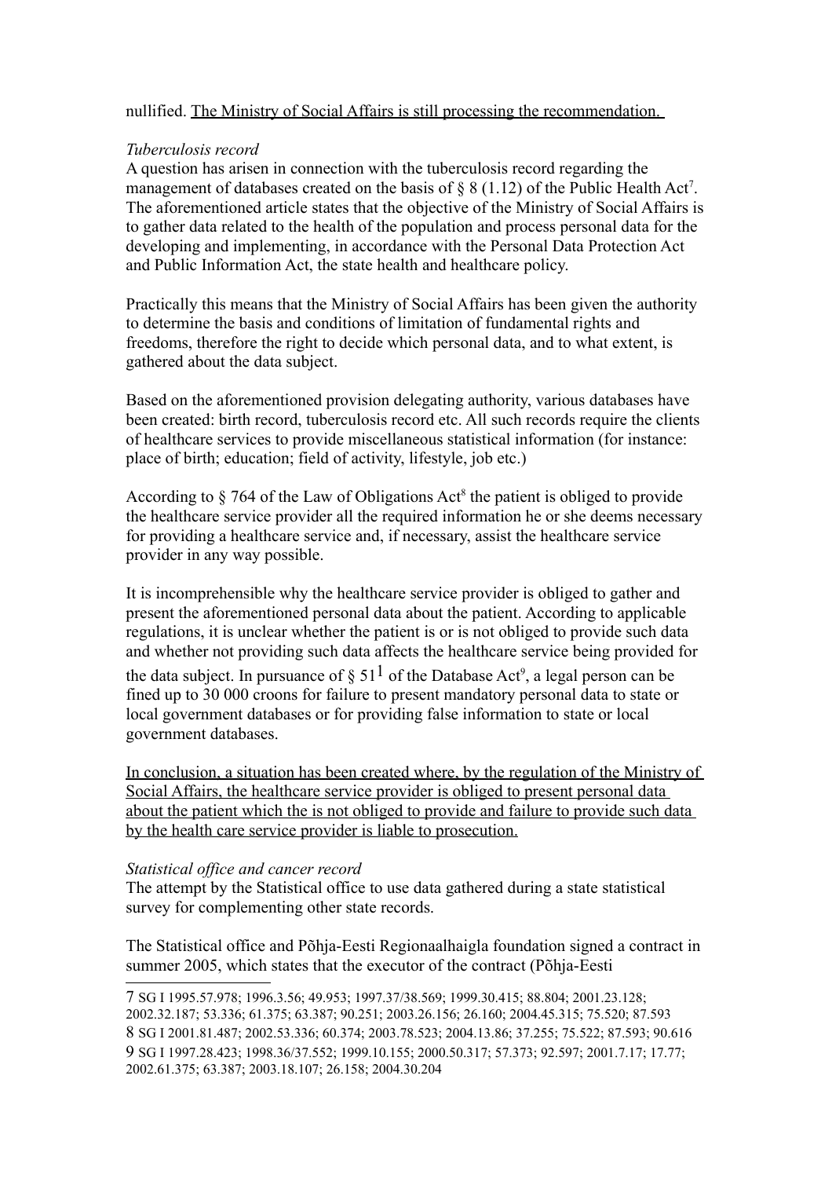nullified. <u>The Ministry of Social Affairs is still processing the recommendation.</u>

*Tuberculosis record*

A question has arisen in connection with the tuberculosis record regarding the management of databases created on the basis of § 8 (1.12) of the Public Health Act[7]. The aforementioned article states that the objective of the Ministry of Social Affairs is to gather data related to the health of the population and process personal data for the developing and implementing, in accordance with the Personal Data Protection Act and Public Information Act, the state health and healthcare policy.

Practically this means that the Ministry of Social Affairs has been given the authority to determine the basis and conditions of limitation of fundamental rights and freedoms, therefore the right to decide which personal data, and to what extent, is gathered about the data subject.

Based on the aforementioned provision delegating authority, various databases have been created: birth record, tuberculosis record etc. All such records require the clients of healthcare services to provide miscellaneous statistical information (for instance: place of birth; education; field of activity, lifestyle, job etc.)

According to § 764 of the Law of Obligations Act[8] the patient is obliged to provide the healthcare service provider all the required information he or she deems necessary for providing a healthcare service and, if necessary, assist the healthcare service provider in any way possible.

It is incomprehensible why the healthcare service provider is obliged to gather and present the aforementioned personal data about the patient. According to applicable regulations, it is unclear whether the patient is or is not obliged to provide such data and whether not providing such data affects the healthcare service being provided for the data subject. In pursuance of § 51[1] of the Database Act[9], a legal person can be fined up to 30 000 croons for failure to present mandatory personal data to state or local government databases or for providing false information to state or local government databases.

<u>In conclusion, a situation has been created where, by the regulation of the Ministry of Social Affairs, the healthcare service provider is obliged to present personal data about the patient which the is not obliged to provide and failure to provide such data by the health care service provider is liable to prosecution.</u>

*Statistical office and cancer record*

The attempt by the Statistical office to use data gathered during a state statistical survey for complementing other state records.

The Statistical office and Põhja-Eesti Regionaalhaigla foundation signed a contract in summer 2005, which states that the executor of the contract (Põhja-Eesti

---

7 SG I 1995.57.978; 1996.3.56; 49.953; 1997.37/38.569; 1999.30.415; 88.804; 2001.23.128; 2002.32.187; 53.336; 61.375; 63.387; 90.251; 2003.26.156; 26.160; 2004.45.315; 75.520; 87.593

8 SG I 2001.81.487; 2002.53.336; 60.374; 2003.78.523; 2004.13.86; 37.255; 75.522; 87.593; 90.616

9 SG I 1997.28.423; 1998.36/37.552; 1999.10.155; 2000.50.317; 57.373; 92.597; 2001.7.17; 17.77; 2002.61.375; 63.387; 2003.18.107; 26.158; 2004.30.204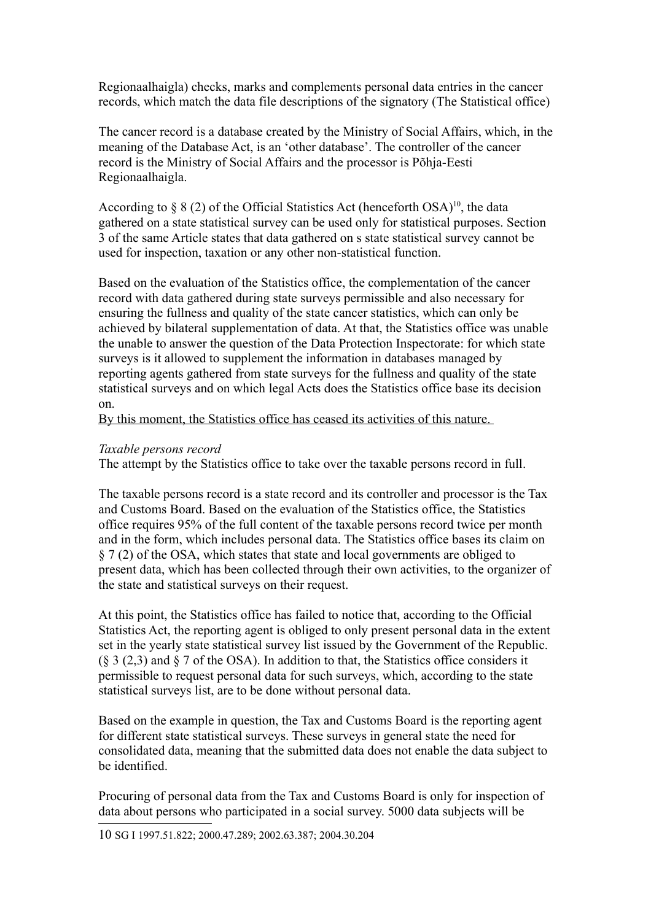Regionaalhaigla) checks, marks and complements personal data entries in the cancer records, which match the data file descriptions of the signatory (The Statistical office)

The cancer record is a database created by the Ministry of Social Affairs, which, in the meaning of the Database Act, is an 'other database'. The controller of the cancer record is the Ministry of Social Affairs and the processor is Põhja-Eesti Regionaalhaigla.

According to § 8 (2) of the Official Statistics Act (henceforth OSA)[10], the data gathered on a state statistical survey can be used only for statistical purposes. Section 3 of the same Article states that data gathered on s state statistical survey cannot be used for inspection, taxation or any other non-statistical function.

Based on the evaluation of the Statistics office, the complementation of the cancer record with data gathered during state surveys permissible and also necessary for ensuring the fullness and quality of the state cancer statistics, which can only be achieved by bilateral supplementation of data. At that, the Statistics office was unable the unable to answer the question of the Data Protection Inspectorate: for which state surveys is it allowed to supplement the information in databases managed by reporting agents gathered from state surveys for the fullness and quality of the state statistical surveys and on which legal Acts does the Statistics office base its decision on.

<u>By this moment, the Statistics office has ceased its activities of this nature.</u>

*Taxable persons record*

The attempt by the Statistics office to take over the taxable persons record in full.

The taxable persons record is a state record and its controller and processor is the Tax and Customs Board. Based on the evaluation of the Statistics office, the Statistics office requires 95% of the full content of the taxable persons record twice per month and in the form, which includes personal data. The Statistics office bases its claim on § 7 (2) of the OSA, which states that state and local governments are obliged to present data, which has been collected through their own activities, to the organizer of the state and statistical surveys on their request.

At this point, the Statistics office has failed to notice that, according to the Official Statistics Act, the reporting agent is obliged to only present personal data in the extent set in the yearly state statistical survey list issued by the Government of the Republic. (§ 3 (2,3) and § 7 of the OSA). In addition to that, the Statistics office considers it permissible to request personal data for such surveys, which, according to the state statistical surveys list, are to be done without personal data.

Based on the example in question, the Tax and Customs Board is the reporting agent for different state statistical surveys. These surveys in general state the need for consolidated data, meaning that the submitted data does not enable the data subject to be identified.

Procuring of personal data from the Tax and Customs Board is only for inspection of data about persons who participated in a social survey. 5000 data subjects will be

---

10 SG I 1997.51.822; 2000.47.289; 2002.63.387; 2004.30.204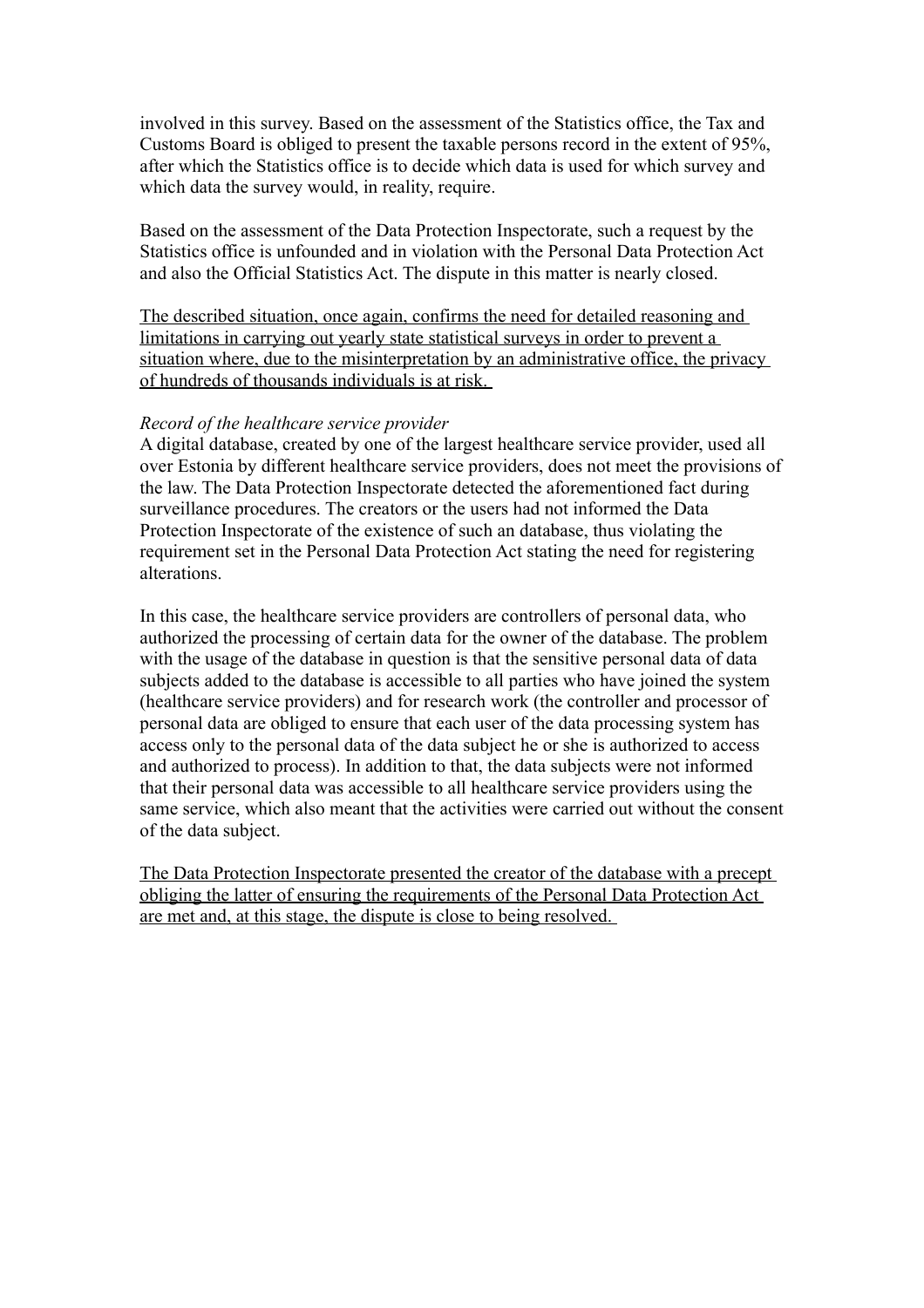involved in this survey. Based on the assessment of the Statistics office, the Tax and Customs Board is obliged to present the taxable persons record in the extent of 95%, after which the Statistics office is to decide which data is used for which survey and which data the survey would, in reality, require.

Based on the assessment of the Data Protection Inspectorate, such a request by the Statistics office is unfounded and in violation with the Personal Data Protection Act and also the Official Statistics Act. The dispute in this matter is nearly closed.

<u>The described situation, once again, confirms the need for detailed reasoning and limitations in carrying out yearly state statistical surveys in order to prevent a situation where, due to the misinterpretation by an administrative office, the privacy of hundreds of thousands individuals is at risk.</u>

*Record of the healthcare service provider*

A digital database, created by one of the largest healthcare service provider, used all over Estonia by different healthcare service providers, does not meet the provisions of the law. The Data Protection Inspectorate detected the aforementioned fact during surveillance procedures. The creators or the users had not informed the Data Protection Inspectorate of the existence of such an database, thus violating the requirement set in the Personal Data Protection Act stating the need for registering alterations.

In this case, the healthcare service providers are controllers of personal data, who authorized the processing of certain data for the owner of the database. The problem with the usage of the database in question is that the sensitive personal data of data subjects added to the database is accessible to all parties who have joined the system (healthcare service providers) and for research work (the controller and processor of personal data are obliged to ensure that each user of the data processing system has access only to the personal data of the data subject he or she is authorized to access and authorized to process). In addition to that, the data subjects were not informed that their personal data was accessible to all healthcare service providers using the same service, which also meant that the activities were carried out without the consent of the data subject.

<u>The Data Protection Inspectorate presented the creator of the database with a precept obliging the latter of ensuring the requirements of the Personal Data Protection Act are met and, at this stage, the dispute is close to being resolved.</u>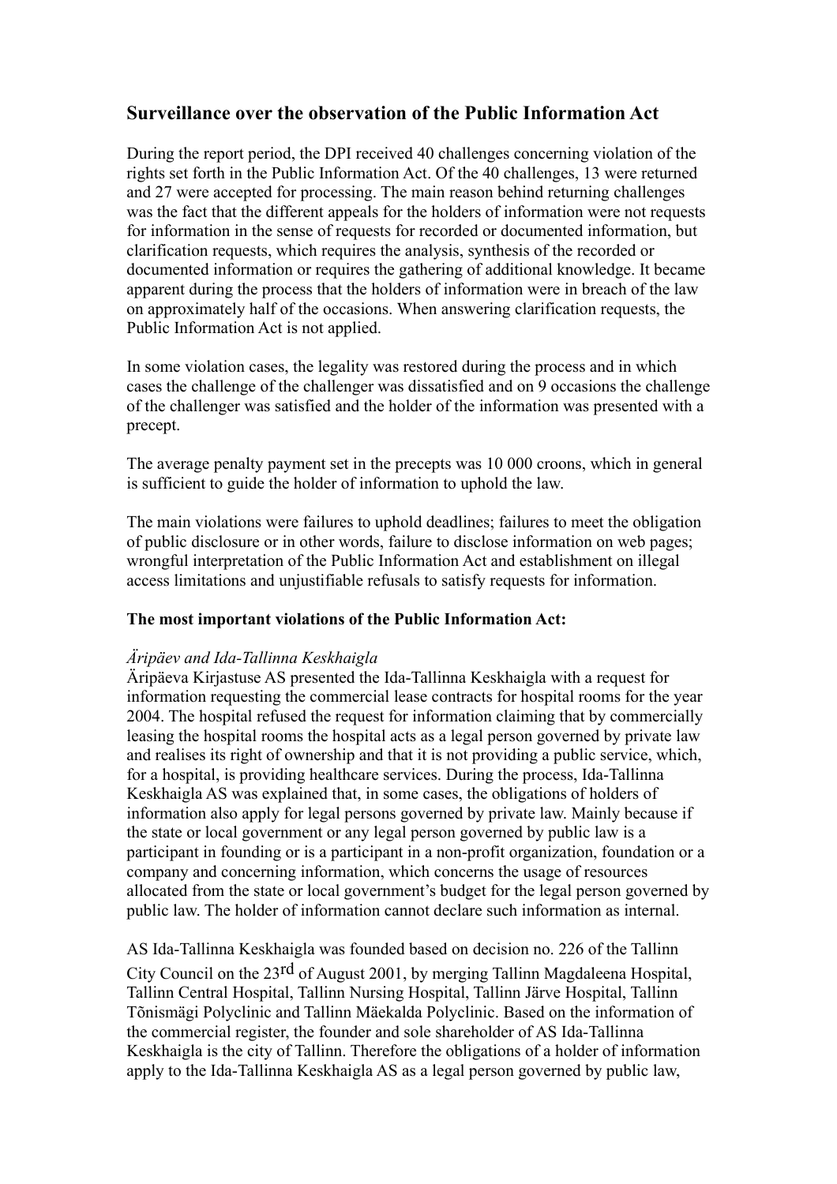## Surveillance over the observation of the Public Information Act

During the report period, the DPI received 40 challenges concerning violation of the rights set forth in the Public Information Act. Of the 40 challenges, 13 were returned and 27 were accepted for processing. The main reason behind returning challenges was the fact that the different appeals for the holders of information were not requests for information in the sense of requests for recorded or documented information, but clarification requests, which requires the analysis, synthesis of the recorded or documented information or requires the gathering of additional knowledge. It became apparent during the process that the holders of information were in breach of the law on approximately half of the occasions. When answering clarification requests, the Public Information Act is not applied.

In some violation cases, the legality was restored during the process and in which cases the challenge of the challenger was dissatisfied and on 9 occasions the challenge of the challenger was satisfied and the holder of the information was presented with a precept.

The average penalty payment set in the precepts was 10 000 croons, which in general is sufficient to guide the holder of information to uphold the law.

The main violations were failures to uphold deadlines; failures to meet the obligation of public disclosure or in other words, failure to disclose information on web pages; wrongful interpretation of the Public Information Act and establishment on illegal access limitations and unjustifiable refusals to satisfy requests for information.

**The most important violations of the Public Information Act:**

*Äripäev and Ida-Tallinna Keskhaigla*

Äripäeva Kirjastuse AS presented the Ida-Tallinna Keskhaigla with a request for information requesting the commercial lease contracts for hospital rooms for the year 2004. The hospital refused the request for information claiming that by commercially leasing the hospital rooms the hospital acts as a legal person governed by private law and realises its right of ownership and that it is not providing a public service, which, for a hospital, is providing healthcare services. During the process, Ida-Tallinna Keskhaigla AS was explained that, in some cases, the obligations of holders of information also apply for legal persons governed by private law. Mainly because if the state or local government or any legal person governed by public law is a participant in founding or is a participant in a non-profit organization, foundation or a company and concerning information, which concerns the usage of resources allocated from the state or local government's budget for the legal person governed by public law. The holder of information cannot declare such information as internal.

AS Ida-Tallinna Keskhaigla was founded based on decision no. 226 of the Tallinn City Council on the 23rd of August 2001, by merging Tallinn Magdaleena Hospital, Tallinn Central Hospital, Tallinn Nursing Hospital, Tallinn Järve Hospital, Tallinn Tõnismägi Polyclinic and Tallinn Mäekalda Polyclinic. Based on the information of the commercial register, the founder and sole shareholder of AS Ida-Tallinna Keskhaigla is the city of Tallinn. Therefore the obligations of a holder of information apply to the Ida-Tallinna Keskhaigla AS as a legal person governed by public law,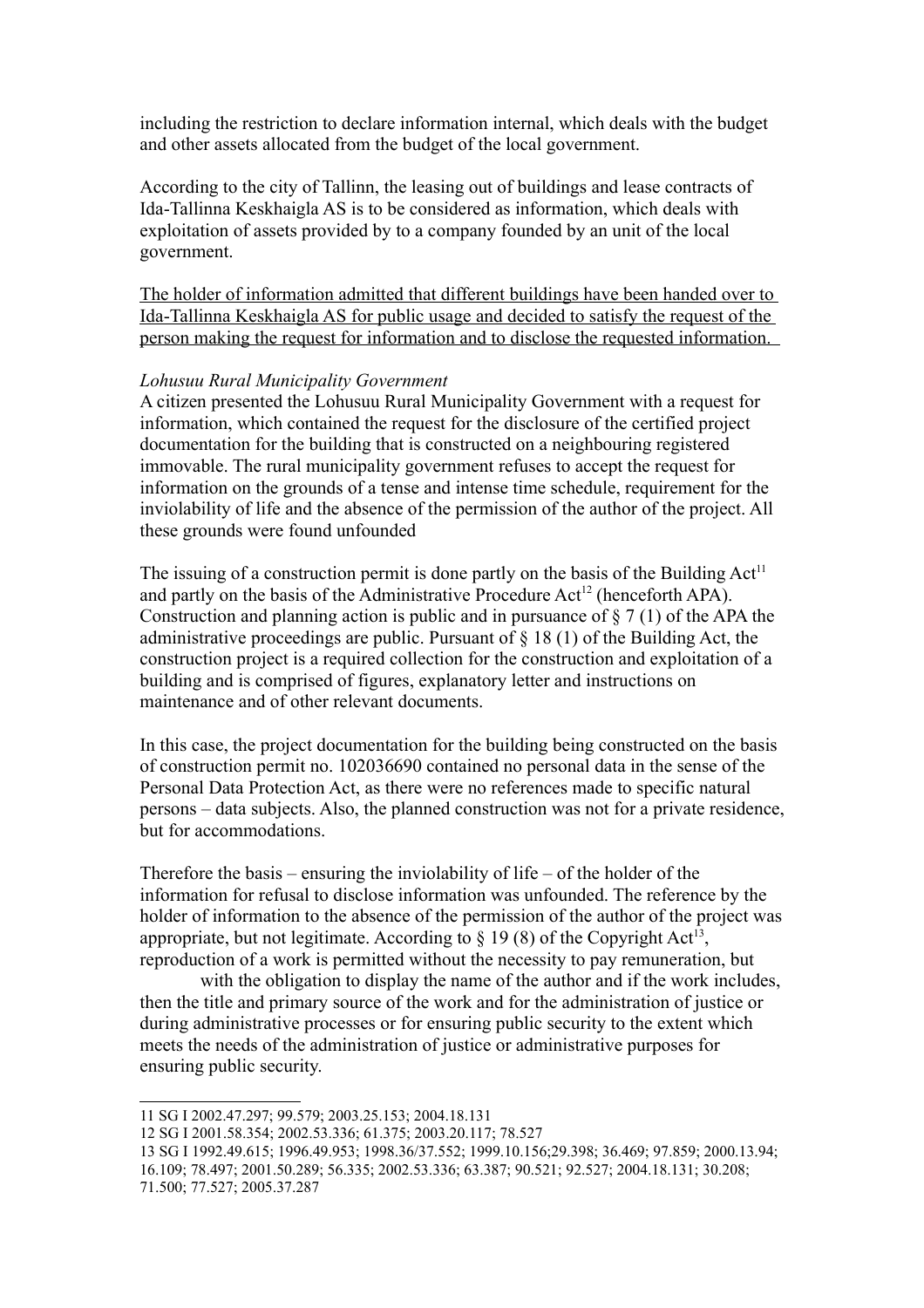including the restriction to declare information internal, which deals with the budget and other assets allocated from the budget of the local government.

According to the city of Tallinn, the leasing out of buildings and lease contracts of Ida-Tallinna Keskhaigla AS is to be considered as information, which deals with exploitation of assets provided by to a company founded by an unit of the local government.

<u>The holder of information admitted that different buildings have been handed over to Ida-Tallinna Keskhaigla AS for public usage and decided to satisfy the request of the person making the request for information and to disclose the requested information.</u>

*Lohusuu Rural Municipality Government*

A citizen presented the Lohusuu Rural Municipality Government with a request for information, which contained the request for the disclosure of the certified project documentation for the building that is constructed on a neighbouring registered immovable. The rural municipality government refuses to accept the request for information on the grounds of a tense and intense time schedule, requirement for the inviolability of life and the absence of the permission of the author of the project. All these grounds were found unfounded

The issuing of a construction permit is done partly on the basis of the Building Act[11] and partly on the basis of the Administrative Procedure Act[12] (henceforth APA). Construction and planning action is public and in pursuance of § 7 (1) of the APA the administrative proceedings are public. Pursuant of § 18 (1) of the Building Act, the construction project is a required collection for the construction and exploitation of a building and is comprised of figures, explanatory letter and instructions on maintenance and of other relevant documents.

In this case, the project documentation for the building being constructed on the basis of construction permit no. 102036690 contained no personal data in the sense of the Personal Data Protection Act, as there were no references made to specific natural persons – data subjects. Also, the planned construction was not for a private residence, but for accommodations.

Therefore the basis – ensuring the inviolability of life – of the holder of the information for refusal to disclose information was unfounded. The reference by the holder of information to the absence of the permission of the author of the project was appropriate, but not legitimate. According to § 19 (8) of the Copyright Act[13], reproduction of a work is permitted without the necessity to pay remuneration, but

with the obligation to display the name of the author and if the work includes, then the title and primary source of the work and for the administration of justice or during administrative processes or for ensuring public security to the extent which meets the needs of the administration of justice or administrative purposes for ensuring public security.

---

11 SG I 2002.47.297; 99.579; 2003.25.153; 2004.18.131

12 SG I 2001.58.354; 2002.53.336; 61.375; 2003.20.117; 78.527

13 SG I 1992.49.615; 1996.49.953; 1998.36/37.552; 1999.10.156;29.398; 36.469; 97.859; 2000.13.94; 16.109; 78.497; 2001.50.289; 56.335; 2002.53.336; 63.387; 90.521; 92.527; 2004.18.131; 30.208; 71.500; 77.527; 2005.37.287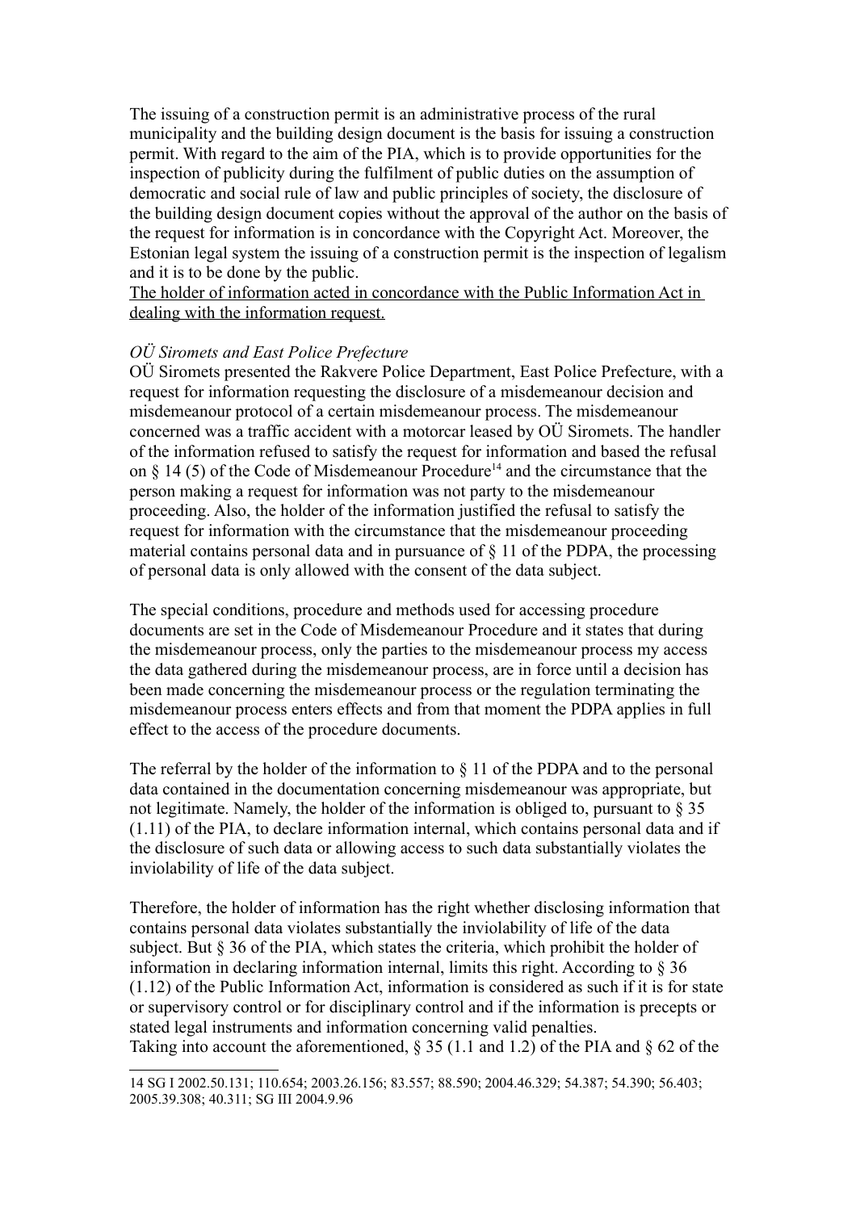The issuing of a construction permit is an administrative process of the rural municipality and the building design document is the basis for issuing a construction permit. With regard to the aim of the PIA, which is to provide opportunities for the inspection of publicity during the fulfilment of public duties on the assumption of democratic and social rule of law and public principles of society, the disclosure of the building design document copies without the approval of the author on the basis of the request for information is in concordance with the Copyright Act. Moreover, the Estonian legal system the issuing of a construction permit is the inspection of legalism and it is to be done by the public.
<u>The holder of information acted in concordance with the Public Information Act in dealing with the information request.</u>

*OÜ Siromets and East Police Prefecture*
OÜ Siromets presented the Rakvere Police Department, East Police Prefecture, with a request for information requesting the disclosure of a misdemeanour decision and misdemeanour protocol of a certain misdemeanour process. The misdemeanour concerned was a traffic accident with a motorcar leased by OÜ Siromets. The handler of the information refused to satisfy the request for information and based the refusal on § 14 (5) of the Code of Misdemeanour Procedure[14] and the circumstance that the person making a request for information was not party to the misdemeanour proceeding. Also, the holder of the information justified the refusal to satisfy the request for information with the circumstance that the misdemeanour proceeding material contains personal data and in pursuance of § 11 of the PDPA, the processing of personal data is only allowed with the consent of the data subject.

The special conditions, procedure and methods used for accessing procedure documents are set in the Code of Misdemeanour Procedure and it states that during the misdemeanour process, only the parties to the misdemeanour process my access the data gathered during the misdemeanour process, are in force until a decision has been made concerning the misdemeanour process or the regulation terminating the misdemeanour process enters effects and from that moment the PDPA applies in full effect to the access of the procedure documents.

The referral by the holder of the information to § 11 of the PDPA and to the personal data contained in the documentation concerning misdemeanour was appropriate, but not legitimate. Namely, the holder of the information is obliged to, pursuant to § 35 (1.11) of the PIA, to declare information internal, which contains personal data and if the disclosure of such data or allowing access to such data substantially violates the inviolability of life of the data subject.

Therefore, the holder of information has the right whether disclosing information that contains personal data violates substantially the inviolability of life of the data subject. But § 36 of the PIA, which states the criteria, which prohibit the holder of information in declaring information internal, limits this right. According to § 36 (1.12) of the Public Information Act, information is considered as such if it is for state or supervisory control or for disciplinary control and if the information is precepts or stated legal instruments and information concerning valid penalties.
Taking into account the aforementioned, § 35 (1.1 and 1.2) of the PIA and § 62 of the

---

14 SG I 2002.50.131; 110.654; 2003.26.156; 83.557; 88.590; 2004.46.329; 54.387; 54.390; 56.403; 2005.39.308; 40.311; SG III 2004.9.96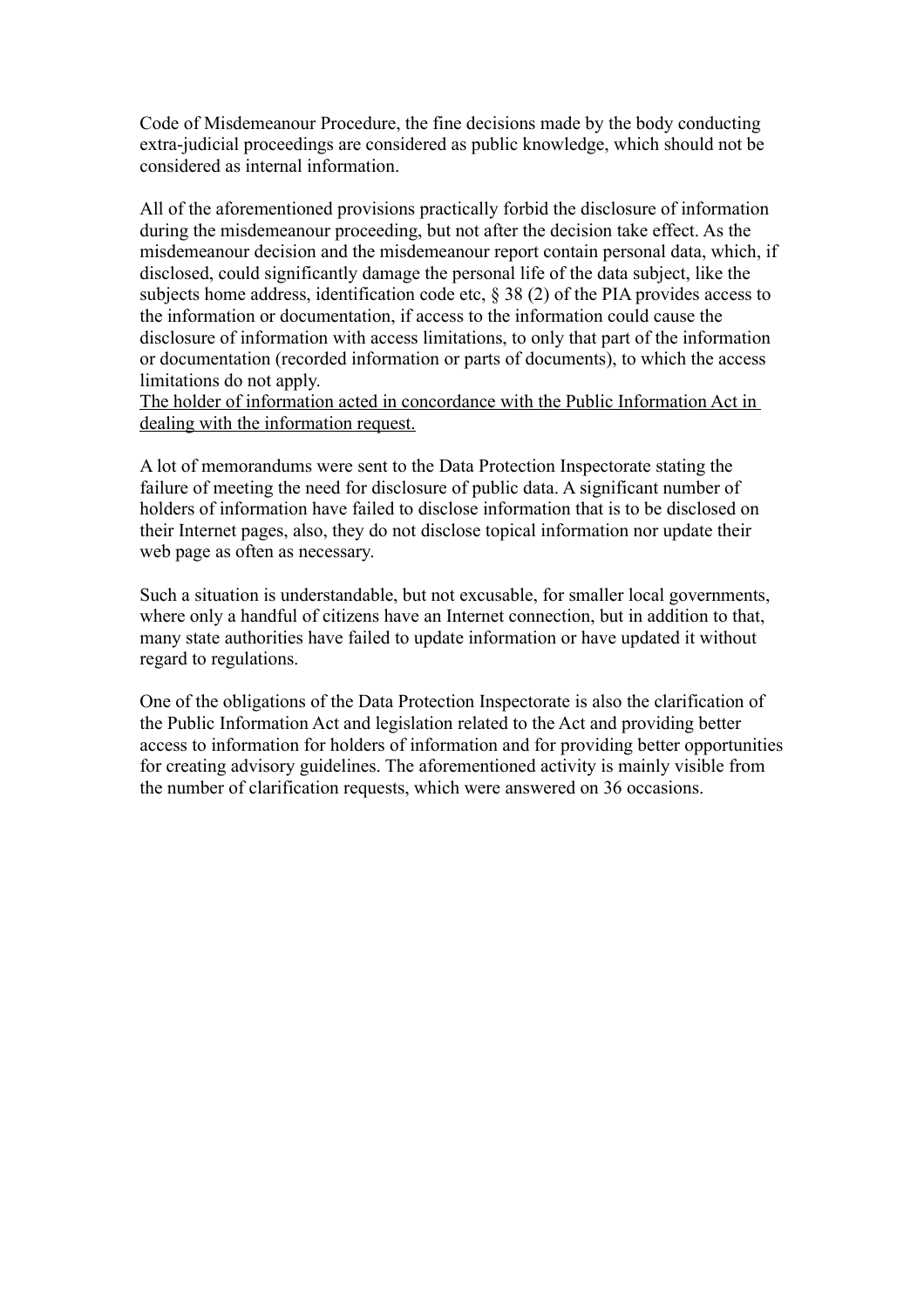Code of Misdemeanour Procedure, the fine decisions made by the body conducting extra-judicial proceedings are considered as public knowledge, which should not be considered as internal information.

All of the aforementioned provisions practically forbid the disclosure of information during the misdemeanour proceeding, but not after the decision take effect. As the misdemeanour decision and the misdemeanour report contain personal data, which, if disclosed, could significantly damage the personal life of the data subject, like the subjects home address, identification code etc, § 38 (2) of the PIA provides access to the information or documentation, if access to the information could cause the disclosure of information with access limitations, to only that part of the information or documentation (recorded information or parts of documents), to which the access limitations do not apply.

<u>The holder of information acted in concordance with the Public Information Act in dealing with the information request.</u>

A lot of memorandums were sent to the Data Protection Inspectorate stating the failure of meeting the need for disclosure of public data. A significant number of holders of information have failed to disclose information that is to be disclosed on their Internet pages, also, they do not disclose topical information nor update their web page as often as necessary.

Such a situation is understandable, but not excusable, for smaller local governments, where only a handful of citizens have an Internet connection, but in addition to that, many state authorities have failed to update information or have updated it without regard to regulations.

One of the obligations of the Data Protection Inspectorate is also the clarification of the Public Information Act and legislation related to the Act and providing better access to information for holders of information and for providing better opportunities for creating advisory guidelines. The aforementioned activity is mainly visible from the number of clarification requests, which were answered on 36 occasions.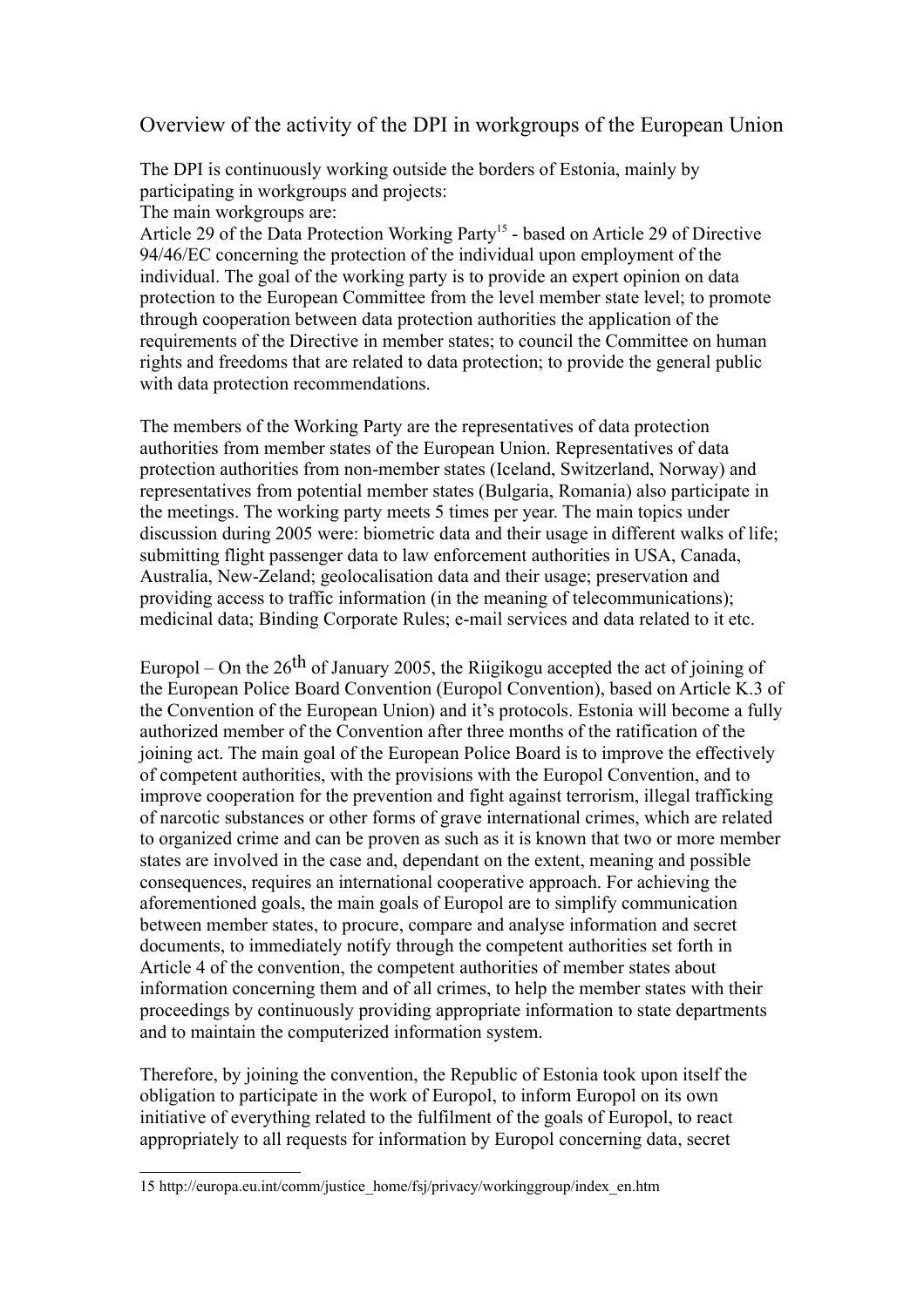## Overview of the activity of the DPI in workgroups of the European Union

The DPI is continuously working outside the borders of Estonia, mainly by participating in workgroups and projects:

The main workgroups are:

Article 29 of the Data Protection Working Party[15] - based on Article 29 of Directive 94/46/EC concerning the protection of the individual upon employment of the individual. The goal of the working party is to provide an expert opinion on data protection to the European Committee from the level member state level; to promote through cooperation between data protection authorities the application of the requirements of the Directive in member states; to council the Committee on human rights and freedoms that are related to data protection; to provide the general public with data protection recommendations.

The members of the Working Party are the representatives of data protection authorities from member states of the European Union. Representatives of data protection authorities from non-member states (Iceland, Switzerland, Norway) and representatives from potential member states (Bulgaria, Romania) also participate in the meetings. The working party meets 5 times per year. The main topics under discussion during 2005 were: biometric data and their usage in different walks of life; submitting flight passenger data to law enforcement authorities in USA, Canada, Australia, New-Zeland; geolocalisation data and their usage; preservation and providing access to traffic information (in the meaning of telecommunications); medicinal data; Binding Corporate Rules; e-mail services and data related to it etc.

Europol – On the 26th of January 2005, the Riigikogu accepted the act of joining of the European Police Board Convention (Europol Convention), based on Article K.3 of the Convention of the European Union) and it's protocols. Estonia will become a fully authorized member of the Convention after three months of the ratification of the joining act. The main goal of the European Police Board is to improve the effectively of competent authorities, with the provisions with the Europol Convention, and to improve cooperation for the prevention and fight against terrorism, illegal trafficking of narcotic substances or other forms of grave international crimes, which are related to organized crime and can be proven as such as it is known that two or more member states are involved in the case and, dependant on the extent, meaning and possible consequences, requires an international cooperative approach. For achieving the aforementioned goals, the main goals of Europol are to simplify communication between member states, to procure, compare and analyse information and secret documents, to immediately notify through the competent authorities set forth in Article 4 of the convention, the competent authorities of member states about information concerning them and of all crimes, to help the member states with their proceedings by continuously providing appropriate information to state departments and to maintain the computerized information system.

Therefore, by joining the convention, the Republic of Estonia took upon itself the obligation to participate in the work of Europol, to inform Europol on its own initiative of everything related to the fulfilment of the goals of Europol, to react appropriately to all requests for information by Europol concerning data, secret

---

15 http://europa.eu.int/comm/justice_home/fsj/privacy/workinggroup/index_en.htm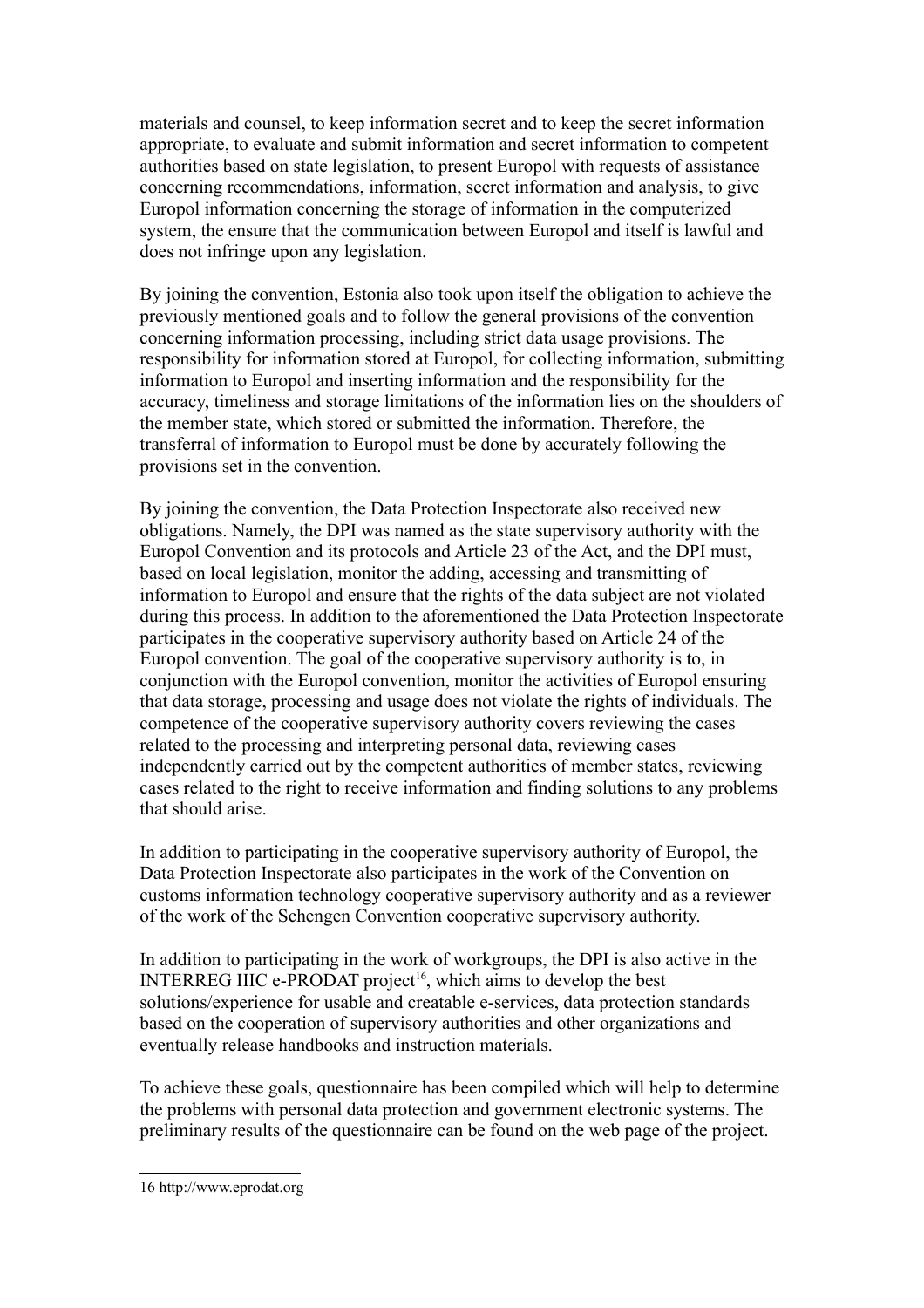materials and counsel, to keep information secret and to keep the secret information appropriate, to evaluate and submit information and secret information to competent authorities based on state legislation, to present Europol with requests of assistance concerning recommendations, information, secret information and analysis, to give Europol information concerning the storage of information in the computerized system, the ensure that the communication between Europol and itself is lawful and does not infringe upon any legislation.

By joining the convention, Estonia also took upon itself the obligation to achieve the previously mentioned goals and to follow the general provisions of the convention concerning information processing, including strict data usage provisions. The responsibility for information stored at Europol, for collecting information, submitting information to Europol and inserting information and the responsibility for the accuracy, timeliness and storage limitations of the information lies on the shoulders of the member state, which stored or submitted the information. Therefore, the transferral of information to Europol must be done by accurately following the provisions set in the convention.

By joining the convention, the Data Protection Inspectorate also received new obligations. Namely, the DPI was named as the state supervisory authority with the Europol Convention and its protocols and Article 23 of the Act, and the DPI must, based on local legislation, monitor the adding, accessing and transmitting of information to Europol and ensure that the rights of the data subject are not violated during this process. In addition to the aforementioned the Data Protection Inspectorate participates in the cooperative supervisory authority based on Article 24 of the Europol convention. The goal of the cooperative supervisory authority is to, in conjunction with the Europol convention, monitor the activities of Europol ensuring that data storage, processing and usage does not violate the rights of individuals. The competence of the cooperative supervisory authority covers reviewing the cases related to the processing and interpreting personal data, reviewing cases independently carried out by the competent authorities of member states, reviewing cases related to the right to receive information and finding solutions to any problems that should arise.

In addition to participating in the cooperative supervisory authority of Europol, the Data Protection Inspectorate also participates in the work of the Convention on customs information technology cooperative supervisory authority and as a reviewer of the work of the Schengen Convention cooperative supervisory authority.

In addition to participating in the work of workgroups, the DPI is also active in the INTERREG IIIC e-PRODAT project[16], which aims to develop the best solutions/experience for usable and creatable e-services, data protection standards based on the cooperation of supervisory authorities and other organizations and eventually release handbooks and instruction materials.

To achieve these goals, questionnaire has been compiled which will help to determine the problems with personal data protection and government electronic systems. The preliminary results of the questionnaire can be found on the web page of the project.

---

16 http://www.eprodat.org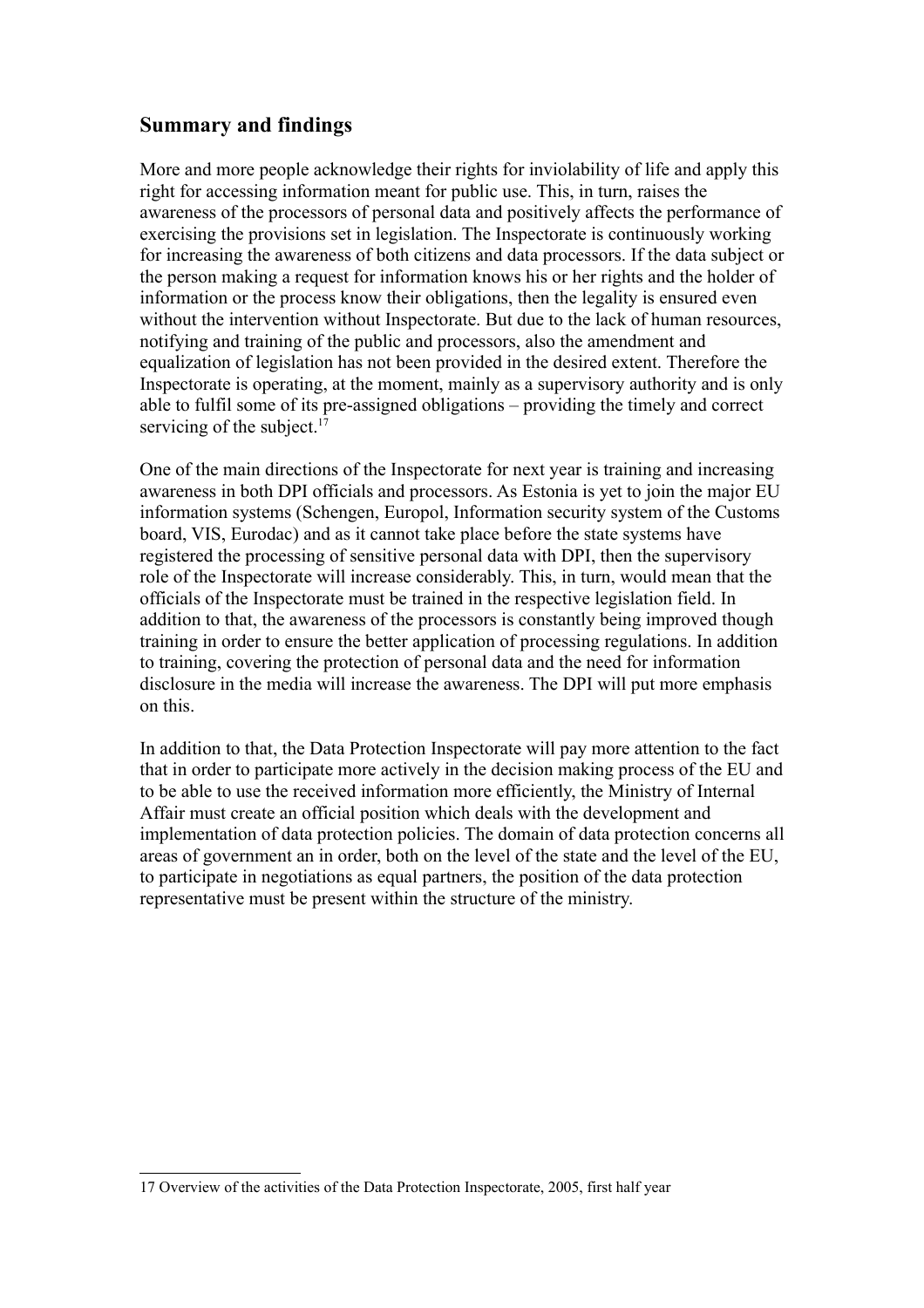## Summary and findings

More and more people acknowledge their rights for inviolability of life and apply this right for accessing information meant for public use. This, in turn, raises the awareness of the processors of personal data and positively affects the performance of exercising the provisions set in legislation. The Inspectorate is continuously working for increasing the awareness of both citizens and data processors. If the data subject or the person making a request for information knows his or her rights and the holder of information or the process know their obligations, then the legality is ensured even without the intervention without Inspectorate. But due to the lack of human resources, notifying and training of the public and processors, also the amendment and equalization of legislation has not been provided in the desired extent. Therefore the Inspectorate is operating, at the moment, mainly as a supervisory authority and is only able to fulfil some of its pre-assigned obligations – providing the timely and correct servicing of the subject.[17]

One of the main directions of the Inspectorate for next year is training and increasing awareness in both DPI officials and processors. As Estonia is yet to join the major EU information systems (Schengen, Europol, Information security system of the Customs board, VIS, Eurodac) and as it cannot take place before the state systems have registered the processing of sensitive personal data with DPI, then the supervisory role of the Inspectorate will increase considerably. This, in turn, would mean that the officials of the Inspectorate must be trained in the respective legislation field. In addition to that, the awareness of the processors is constantly being improved though training in order to ensure the better application of processing regulations. In addition to training, covering the protection of personal data and the need for information disclosure in the media will increase the awareness. The DPI will put more emphasis on this.

In addition to that, the Data Protection Inspectorate will pay more attention to the fact that in order to participate more actively in the decision making process of the EU and to be able to use the received information more efficiently, the Ministry of Internal Affair must create an official position which deals with the development and implementation of data protection policies. The domain of data protection concerns all areas of government an in order, both on the level of the state and the level of the EU, to participate in negotiations as equal partners, the position of the data protection representative must be present within the structure of the ministry.

---

17 Overview of the activities of the Data Protection Inspectorate, 2005, first half year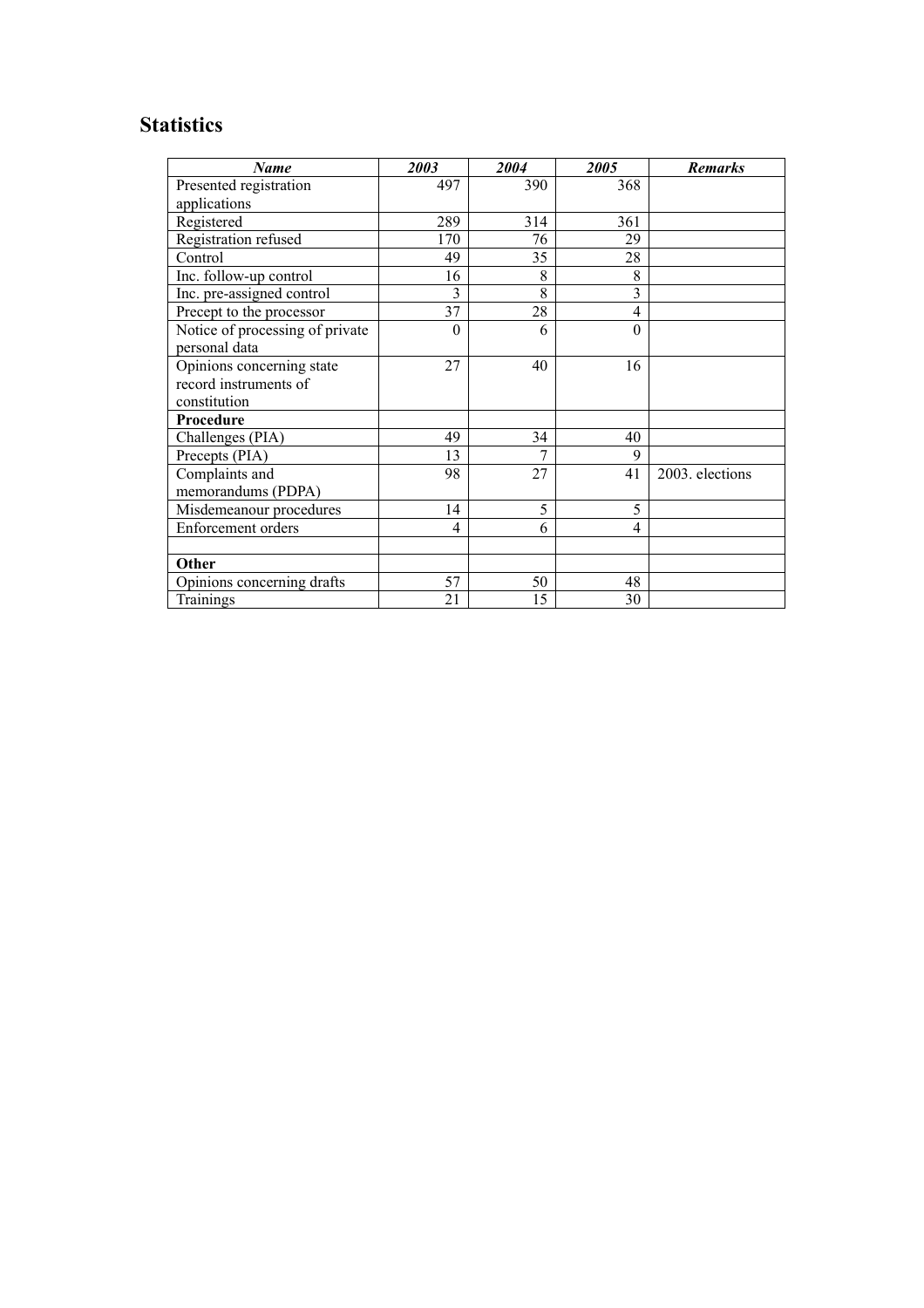## Statistics

| ***Name*** | ***2003*** | ***2004*** | ***2005*** | ***Remarks*** |
|---|---|---|---|---|
| Presented registration applications | 497 | 390 | 368 | |
| Registered | 289 | 314 | 361 | |
| Registration refused | 170 | 76 | 29 | |
| Control | 49 | 35 | 28 | |
| Inc. follow-up control | 16 | 8 | 8 | |
| Inc. pre-assigned control | 3 | 8 | 3 | |
| Precept to the processor | 37 | 28 | 4 | |
| Notice of processing of private personal data | 0 | 6 | 0 | |
| Opinions concerning state record instruments of constitution | 27 | 40 | 16 | |
| **Procedure** | | | | |
| Challenges (PIA) | 49 | 34 | 40 | |
| Precepts (PIA) | 13 | 7 | 9 | |
| Complaints and memorandums (PDPA) | 98 | 27 | 41 | 2003. elections |
| Misdemeanour procedures | 14 | 5 | 5 | |
| Enforcement orders | 4 | 6 | 4 | |
| | | | | |
| **Other** | | | | |
| Opinions concerning drafts | 57 | 50 | 48 | |
| Trainings | 21 | 15 | 30 | |